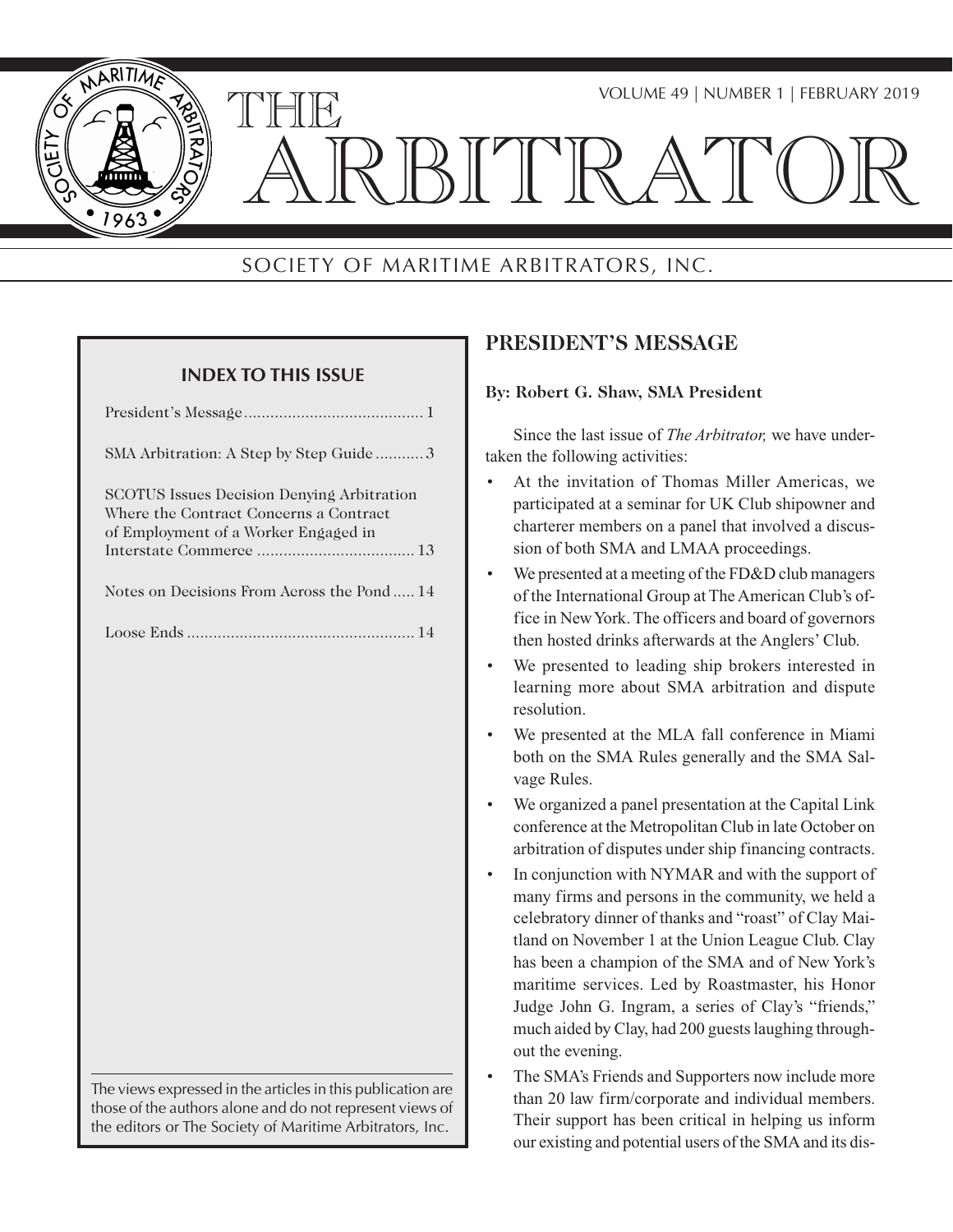# THE ARBITRATOR

SOCIETY OF MARITIME ARBITRATORS, INC.

VOLUME 49 | NUMBER 1 | FEBRUARY 2019

### INDEX TO THIS ISSUE

| | |
|---|---|
| President's Message | 1 |
| SMA Arbitration: A Step by Step Guide | 3 |
| SCOTUS Issues Decision Denying Arbitration Where the Contract Concerns a Contract of Employment of a Worker Engaged in Interstate Commerce | 13 |
| Notes on Decisions From Across the Pond | 14 |
| Loose Ends | 14 |

The views expressed in the articles in this publication are those of the authors alone and do not represent views of the editors or The Society of Maritime Arbitrators, Inc.

## PRESIDENT'S MESSAGE

**By: Robert G. Shaw, SMA President**

Since the last issue of *The Arbitrator,* we have undertaken the following activities:

- At the invitation of Thomas Miller Americas, we participated at a seminar for UK Club shipowner and charterer members on a panel that involved a discussion of both SMA and LMAA proceedings.
- We presented at a meeting of the FD&D club managers of the International Group at The American Club's office in New York. The officers and board of governors then hosted drinks afterwards at the Anglers' Club.
- We presented to leading ship brokers interested in learning more about SMA arbitration and dispute resolution.
- We presented at the MLA fall conference in Miami both on the SMA Rules generally and the SMA Salvage Rules.
- We organized a panel presentation at the Capital Link conference at the Metropolitan Club in late October on arbitration of disputes under ship financing contracts.
- In conjunction with NYMAR and with the support of many firms and persons in the community, we held a celebratory dinner of thanks and "roast" of Clay Maitland on November 1 at the Union League Club. Clay has been a champion of the SMA and of New York's maritime services. Led by Roastmaster, his Honor Judge John G. Ingram, a series of Clay's "friends," much aided by Clay, had 200 guests laughing throughout the evening.
- The SMA's Friends and Supporters now include more than 20 law firm/corporate and individual members. Their support has been critical in helping us inform our existing and potential users of the SMA and its dis-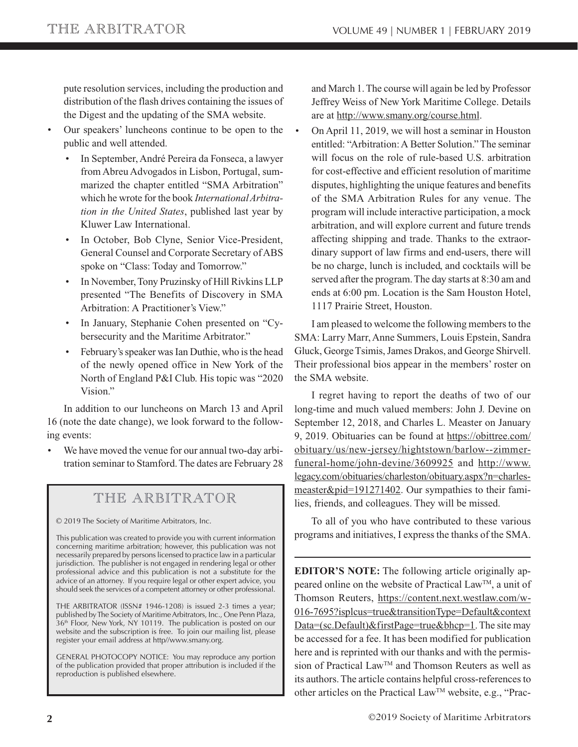pute resolution services, including the production and distribution of the flash drives containing the issues of the Digest and the updating of the SMA website.

- Our speakers' luncheons continue to be open to the public and well attended.
  - In September, André Pereira da Fonseca, a lawyer from Abreu Advogados in Lisbon, Portugal, summarized the chapter entitled "SMA Arbitration" which he wrote for the book *International Arbitration in the United States*, published last year by Kluwer Law International.
  - In October, Bob Clyne, Senior Vice-President, General Counsel and Corporate Secretary of ABS spoke on "Class: Today and Tomorrow."
  - In November, Tony Pruzinsky of Hill Rivkins LLP presented "The Benefits of Discovery in SMA Arbitration: A Practitioner's View."
  - In January, Stephanie Cohen presented on "Cybersecurity and the Maritime Arbitrator."
  - February's speaker was Ian Duthie, who is the head of the newly opened office in New York of the North of England P&I Club. His topic was "2020 Vision."

In addition to our luncheons on March 13 and April 16 (note the date change), we look forward to the following events:

- We have moved the venue for our annual two-day arbitration seminar to Stamford. The dates are February 28 and March 1. The course will again be led by Professor Jeffrey Weiss of New York Maritime College. Details are at http://www.smany.org/course.html.
- On April 11, 2019, we will host a seminar in Houston entitled: "Arbitration: A Better Solution." The seminar will focus on the role of rule-based U.S. arbitration for cost-effective and efficient resolution of maritime disputes, highlighting the unique features and benefits of the SMA Arbitration Rules for any venue. The program will include interactive participation, a mock arbitration, and will explore current and future trends affecting shipping and trade. Thanks to the extraordinary support of law firms and end-users, there will be no charge, lunch is included, and cocktails will be served after the program. The day starts at 8:30 am and ends at 6:00 pm. Location is the Sam Houston Hotel, 1117 Prairie Street, Houston.

I am pleased to welcome the following members to the SMA: Larry Marr, Anne Summers, Louis Epstein, Sandra Gluck, George Tsimis, James Drakos, and George Shirvell. Their professional bios appear in the members' roster on the SMA website.

I regret having to report the deaths of two of our long-time and much valued members: John J. Devine on September 12, 2018, and Charles L. Measter on January 9, 2019. Obituaries can be found at https://obittree.com/obituary/us/new-jersey/hightstown/barlow--zimmer-funeral-home/john-devine/3609925 and http://www.legacy.com/obituaries/charleston/obituary.aspx?n=charles-measter&pid=191271402. Our sympathies to their families, friends, and colleagues. They will be missed.

To all of you who have contributed to these various programs and initiatives, I express the thanks of the SMA.

---

**EDITOR'S NOTE:** The following article originally appeared online on the website of Practical Law™, a unit of Thomson Reuters, https://content.next.westlaw.com/w-016-7695?isplcus=true&transitionType=Default&contextData=(sc.Default)&firstPage=true&bhcp=1. The site may be accessed for a fee. It has been modified for publication here and is reprinted with our thanks and with the permission of Practical Law™ and Thomson Reuters as well as its authors. The article contains helpful cross-references to other articles on the Practical Law™ website, e.g., "Prac-

---

## THE ARBITRATOR

© 2019 The Society of Maritime Arbitrators, Inc.

This publication was created to provide you with current information concerning maritime arbitration; however, this publication was not necessarily prepared by persons licensed to practice law in a particular jurisdiction. The publisher is not engaged in rendering legal or other professional advice and this publication is not a substitute for the advice of an attorney. If you require legal or other expert advice, you should seek the services of a competent attorney or other professional.

THE ARBITRATOR (ISSN# 1946-1208) is issued 2-3 times a year; published by The Society of Maritime Arbitrators, Inc., One Penn Plaza, 36th Floor, New York, NY 10119. The publication is posted on our website and the subscription is free. To join our mailing list, please register your email address at http//www.smany.org.

GENERAL PHOTOCOPY NOTICE: You may reproduce any portion of the publication provided that proper attribution is included if the reproduction is published elsewhere.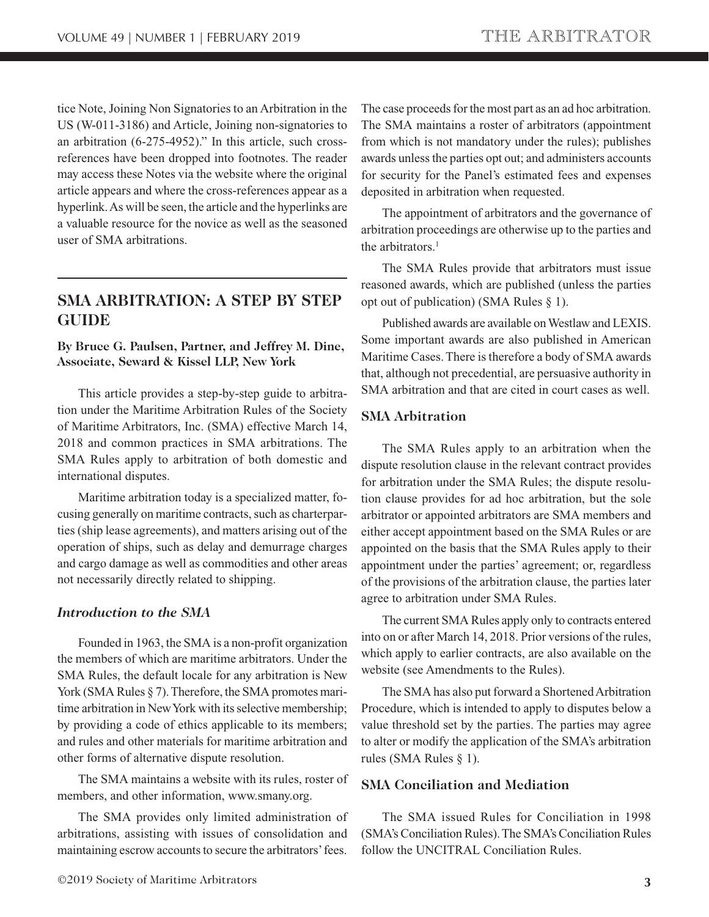tice Note, Joining Non Signatories to an Arbitration in the US (W-011-3186) and Article, Joining non-signatories to an arbitration (6-275-4952)." In this article, such cross-references have been dropped into footnotes. The reader may access these Notes via the website where the original article appears and where the cross-references appear as a hyperlink. As will be seen, the article and the hyperlinks are a valuable resource for the novice as well as the seasoned user of SMA arbitrations.

## SMA ARBITRATION: A STEP BY STEP GUIDE

**By Bruce G. Paulsen, Partner, and Jeffrey M. Dine, Associate, Seward & Kissel LLP, New York**

This article provides a step-by-step guide to arbitration under the Maritime Arbitration Rules of the Society of Maritime Arbitrators, Inc. (SMA) effective March 14, 2018 and common practices in SMA arbitrations. The SMA Rules apply to arbitration of both domestic and international disputes.

Maritime arbitration today is a specialized matter, focusing generally on maritime contracts, such as charterparties (ship lease agreements), and matters arising out of the operation of ships, such as delay and demurrage charges and cargo damage as well as commodities and other areas not necessarily directly related to shipping.

### *Introduction to the SMA*

Founded in 1963, the SMA is a non-profit organization the members of which are maritime arbitrators. Under the SMA Rules, the default locale for any arbitration is New York (SMA Rules § 7). Therefore, the SMA promotes maritime arbitration in New York with its selective membership; by providing a code of ethics applicable to its members; and rules and other materials for maritime arbitration and other forms of alternative dispute resolution.

The SMA maintains a website with its rules, roster of members, and other information, www.smany.org.

The SMA provides only limited administration of arbitrations, assisting with issues of consolidation and maintaining escrow accounts to secure the arbitrators' fees. The case proceeds for the most part as an ad hoc arbitration. The SMA maintains a roster of arbitrators (appointment from which is not mandatory under the rules); publishes awards unless the parties opt out; and administers accounts for security for the Panel's estimated fees and expenses deposited in arbitration when requested.

The appointment of arbitrators and the governance of arbitration proceedings are otherwise up to the parties and the arbitrators.[1]

The SMA Rules provide that arbitrators must issue reasoned awards, which are published (unless the parties opt out of publication) (SMA Rules § 1).

Published awards are available on Westlaw and LEXIS. Some important awards are also published in American Maritime Cases. There is therefore a body of SMA awards that, although not precedential, are persuasive authority in SMA arbitration and that are cited in court cases as well.

### SMA Arbitration

The SMA Rules apply to an arbitration when the dispute resolution clause in the relevant contract provides for arbitration under the SMA Rules; the dispute resolution clause provides for ad hoc arbitration, but the sole arbitrator or appointed arbitrators are SMA members and either accept appointment based on the SMA Rules or are appointed on the basis that the SMA Rules apply to their appointment under the parties' agreement; or, regardless of the provisions of the arbitration clause, the parties later agree to arbitration under SMA Rules.

The current SMA Rules apply only to contracts entered into on or after March 14, 2018. Prior versions of the rules, which apply to earlier contracts, are also available on the website (see Amendments to the Rules).

The SMA has also put forward a Shortened Arbitration Procedure, which is intended to apply to disputes below a value threshold set by the parties. The parties may agree to alter or modify the application of the SMA's arbitration rules (SMA Rules § 1).

### SMA Conciliation and Mediation

The SMA issued Rules for Conciliation in 1998 (SMA's Conciliation Rules). The SMA's Conciliation Rules follow the UNCITRAL Conciliation Rules.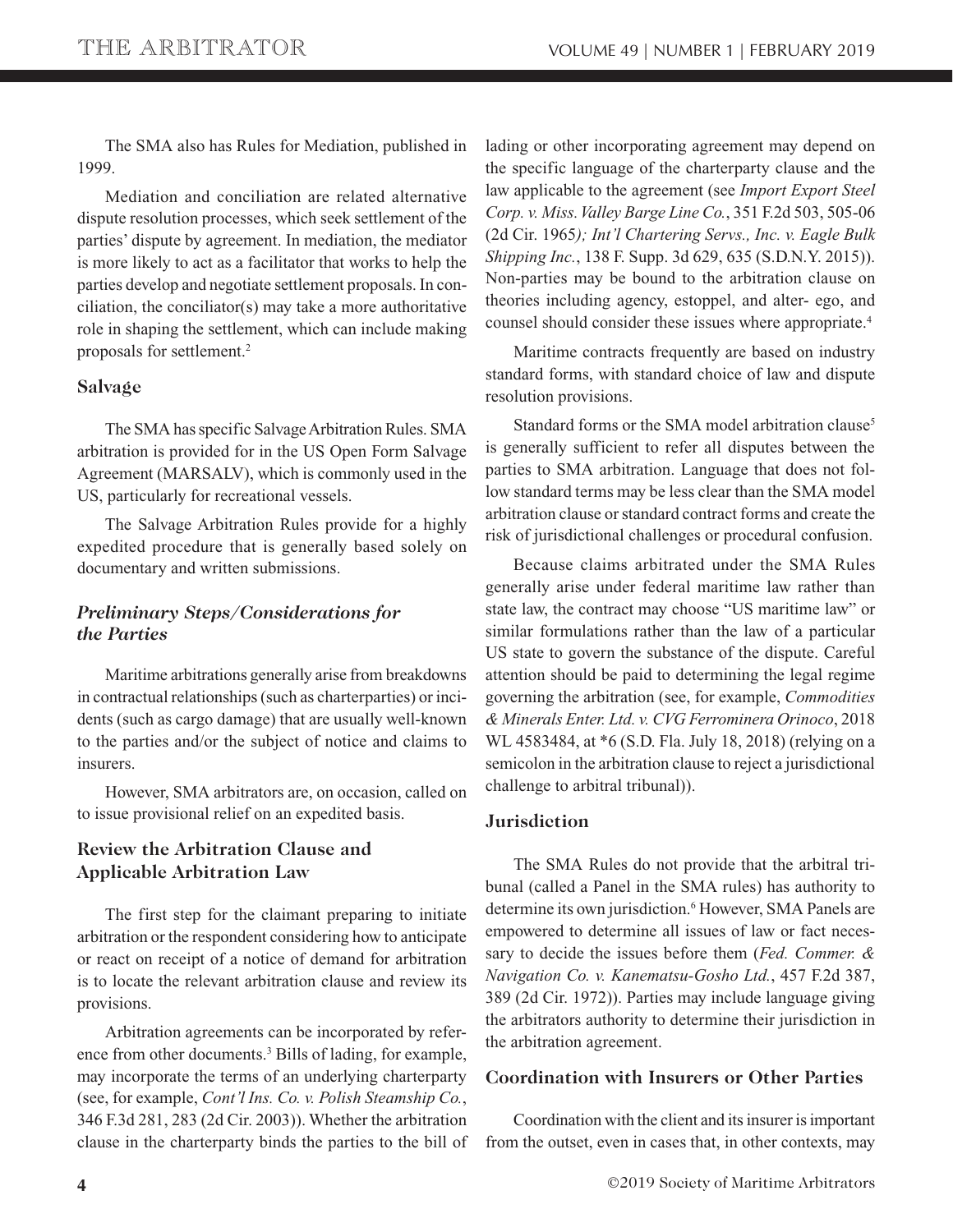The SMA also has Rules for Mediation, published in 1999.

Mediation and conciliation are related alternative dispute resolution processes, which seek settlement of the parties' dispute by agreement. In mediation, the mediator is more likely to act as a facilitator that works to help the parties develop and negotiate settlement proposals. In conciliation, the conciliator(s) may take a more authoritative role in shaping the settlement, which can include making proposals for settlement.[2]

## Salvage

The SMA has specific Salvage Arbitration Rules. SMA arbitration is provided for in the US Open Form Salvage Agreement (MARSALV), which is commonly used in the US, particularly for recreational vessels.

The Salvage Arbitration Rules provide for a highly expedited procedure that is generally based solely on documentary and written submissions.

### *Preliminary Steps/Considerations for the Parties*

Maritime arbitrations generally arise from breakdowns in contractual relationships (such as charterparties) or incidents (such as cargo damage) that are usually well-known to the parties and/or the subject of notice and claims to insurers.

However, SMA arbitrators are, on occasion, called on to issue provisional relief on an expedited basis.

## Review the Arbitration Clause and Applicable Arbitration Law

The first step for the claimant preparing to initiate arbitration or the respondent considering how to anticipate or react on receipt of a notice of demand for arbitration is to locate the relevant arbitration clause and review its provisions.

Arbitration agreements can be incorporated by reference from other documents.[3] Bills of lading, for example, may incorporate the terms of an underlying charterparty (see, for example, *Cont'l Ins. Co. v. Polish Steamship Co.*, 346 F.3d 281, 283 (2d Cir. 2003)). Whether the arbitration clause in the charterparty binds the parties to the bill of lading or other incorporating agreement may depend on the specific language of the charterparty clause and the law applicable to the agreement (see *Import Export Steel Corp. v. Miss. Valley Barge Line Co.*, 351 F.2d 503, 505-06 (2d Cir. 1965*); Int'l Chartering Servs., Inc. v. Eagle Bulk Shipping Inc.*, 138 F. Supp. 3d 629, 635 (S.D.N.Y. 2015)). Non-parties may be bound to the arbitration clause on theories including agency, estoppel, and alter- ego, and counsel should consider these issues where appropriate.[4]

Maritime contracts frequently are based on industry standard forms, with standard choice of law and dispute resolution provisions.

Standard forms or the SMA model arbitration clause[5] is generally sufficient to refer all disputes between the parties to SMA arbitration. Language that does not follow standard terms may be less clear than the SMA model arbitration clause or standard contract forms and create the risk of jurisdictional challenges or procedural confusion.

Because claims arbitrated under the SMA Rules generally arise under federal maritime law rather than state law, the contract may choose "US maritime law" or similar formulations rather than the law of a particular US state to govern the substance of the dispute. Careful attention should be paid to determining the legal regime governing the arbitration (see, for example, *Commodities & Minerals Enter. Ltd. v. CVG Ferrominera Orinoco*, 2018 WL 4583484, at *6 (S.D. Fla. July 18, 2018) (relying on a semicolon in the arbitration clause to reject a jurisdictional challenge to arbitral tribunal)).

## Jurisdiction

The SMA Rules do not provide that the arbitral tribunal (called a Panel in the SMA rules) has authority to determine its own jurisdiction.[6] However, SMA Panels are empowered to determine all issues of law or fact necessary to decide the issues before them (*Fed. Commer. & Navigation Co. v. Kanematsu-Gosho Ltd.*, 457 F.2d 387, 389 (2d Cir. 1972)). Parties may include language giving the arbitrators authority to determine their jurisdiction in the arbitration agreement.

## Coordination with Insurers or Other Parties

Coordination with the client and its insurer is important from the outset, even in cases that, in other contexts, may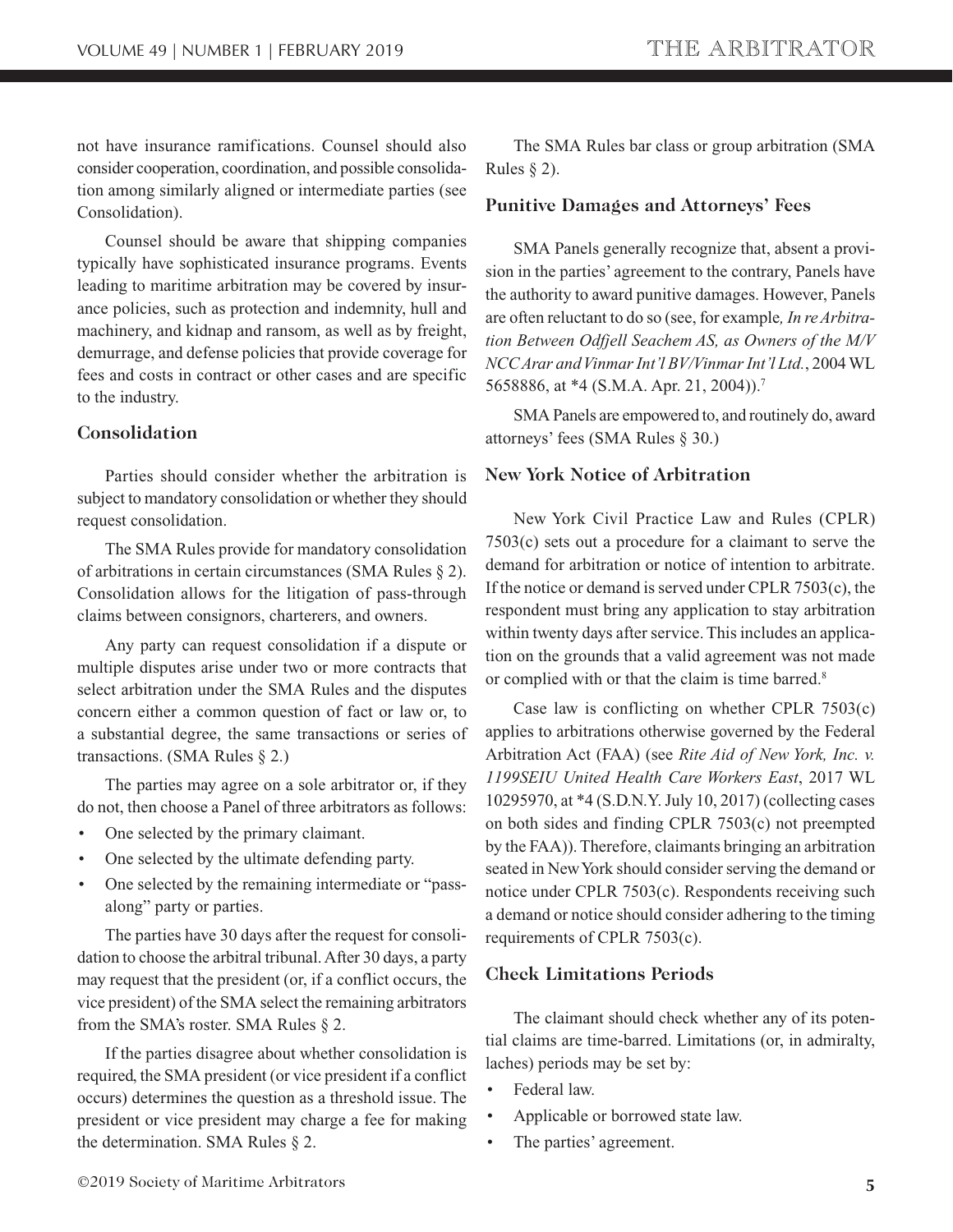not have insurance ramifications. Counsel should also consider cooperation, coordination, and possible consolidation among similarly aligned or intermediate parties (see Consolidation).

Counsel should be aware that shipping companies typically have sophisticated insurance programs. Events leading to maritime arbitration may be covered by insurance policies, such as protection and indemnity, hull and machinery, and kidnap and ransom, as well as by freight, demurrage, and defense policies that provide coverage for fees and costs in contract or other cases and are specific to the industry.

### Consolidation

Parties should consider whether the arbitration is subject to mandatory consolidation or whether they should request consolidation.

The SMA Rules provide for mandatory consolidation of arbitrations in certain circumstances (SMA Rules § 2). Consolidation allows for the litigation of pass-through claims between consignors, charterers, and owners.

Any party can request consolidation if a dispute or multiple disputes arise under two or more contracts that select arbitration under the SMA Rules and the disputes concern either a common question of fact or law or, to a substantial degree, the same transactions or series of transactions. (SMA Rules § 2.)

The parties may agree on a sole arbitrator or, if they do not, then choose a Panel of three arbitrators as follows:

- One selected by the primary claimant.
- One selected by the ultimate defending party.
- One selected by the remaining intermediate or "pass-along" party or parties.

The parties have 30 days after the request for consolidation to choose the arbitral tribunal. After 30 days, a party may request that the president (or, if a conflict occurs, the vice president) of the SMA select the remaining arbitrators from the SMA's roster. SMA Rules § 2.

If the parties disagree about whether consolidation is required, the SMA president (or vice president if a conflict occurs) determines the question as a threshold issue. The president or vice president may charge a fee for making the determination. SMA Rules § 2.

The SMA Rules bar class or group arbitration (SMA Rules § 2).

### Punitive Damages and Attorneys' Fees

SMA Panels generally recognize that, absent a provision in the parties' agreement to the contrary, Panels have the authority to award punitive damages. However, Panels are often reluctant to do so (see, for example*, In re Arbitration Between Odfjell Seachem AS, as Owners of the M/V NCC Arar and Vinmar Int'l BV/Vinmar Int'l Ltd.*, 2004 WL 5658886, at *4 (S.M.A. Apr. 21, 2004)).[7]

SMA Panels are empowered to, and routinely do, award attorneys' fees (SMA Rules § 30.)

### New York Notice of Arbitration

New York Civil Practice Law and Rules (CPLR) 7503(c) sets out a procedure for a claimant to serve the demand for arbitration or notice of intention to arbitrate. If the notice or demand is served under CPLR 7503(c), the respondent must bring any application to stay arbitration within twenty days after service. This includes an application on the grounds that a valid agreement was not made or complied with or that the claim is time barred.[8]

Case law is conflicting on whether CPLR 7503(c) applies to arbitrations otherwise governed by the Federal Arbitration Act (FAA) (see *Rite Aid of New York, Inc. v. 1199SEIU United Health Care Workers East*, 2017 WL 10295970, at *4 (S.D.N.Y. July 10, 2017) (collecting cases on both sides and finding CPLR 7503(c) not preempted by the FAA)). Therefore, claimants bringing an arbitration seated in New York should consider serving the demand or notice under CPLR 7503(c). Respondents receiving such a demand or notice should consider adhering to the timing requirements of CPLR 7503(c).

### Check Limitations Periods

The claimant should check whether any of its potential claims are time-barred. Limitations (or, in admiralty, laches) periods may be set by:

- Federal law.
- Applicable or borrowed state law.
- The parties' agreement.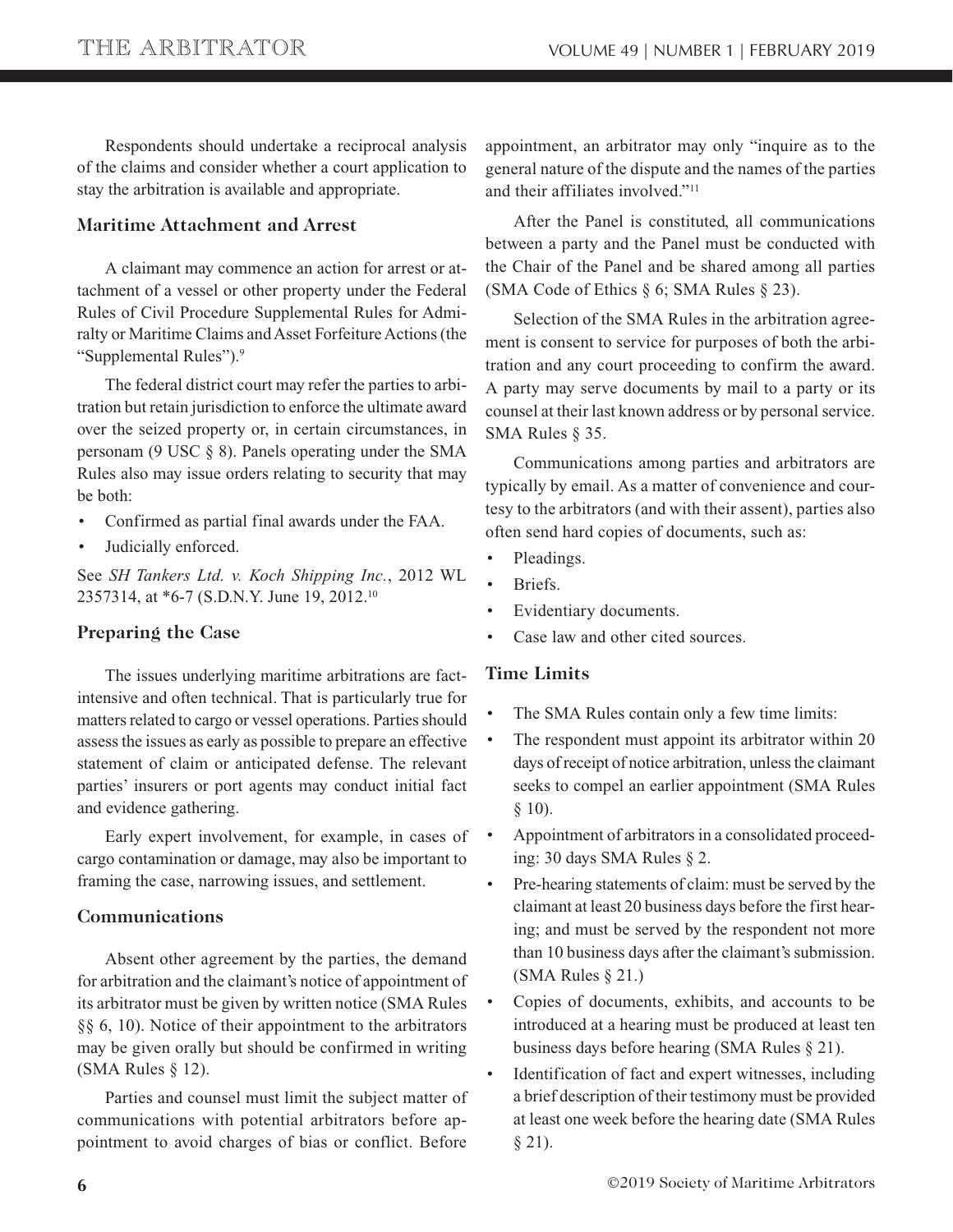Respondents should undertake a reciprocal analysis of the claims and consider whether a court application to stay the arbitration is available and appropriate.

### Maritime Attachment and Arrest

A claimant may commence an action for arrest or attachment of a vessel or other property under the Federal Rules of Civil Procedure Supplemental Rules for Admiralty or Maritime Claims and Asset Forfeiture Actions (the "Supplemental Rules").[9]

The federal district court may refer the parties to arbitration but retain jurisdiction to enforce the ultimate award over the seized property or, in certain circumstances, in personam (9 USC § 8). Panels operating under the SMA Rules also may issue orders relating to security that may be both:

- Confirmed as partial final awards under the FAA.
- Judicially enforced.

See *SH Tankers Ltd. v. Koch Shipping Inc.*, 2012 WL 2357314, at *6-7 (S.D.N.Y. June 19, 2012.[10]

### Preparing the Case

The issues underlying maritime arbitrations are fact-intensive and often technical. That is particularly true for matters related to cargo or vessel operations. Parties should assess the issues as early as possible to prepare an effective statement of claim or anticipated defense. The relevant parties' insurers or port agents may conduct initial fact and evidence gathering.

Early expert involvement, for example, in cases of cargo contamination or damage, may also be important to framing the case, narrowing issues, and settlement.

### Communications

Absent other agreement by the parties, the demand for arbitration and the claimant's notice of appointment of its arbitrator must be given by written notice (SMA Rules §§ 6, 10). Notice of their appointment to the arbitrators may be given orally but should be confirmed in writing (SMA Rules § 12).

Parties and counsel must limit the subject matter of communications with potential arbitrators before appointment to avoid charges of bias or conflict. Before appointment, an arbitrator may only "inquire as to the general nature of the dispute and the names of the parties and their affiliates involved."[11]

After the Panel is constituted, all communications between a party and the Panel must be conducted with the Chair of the Panel and be shared among all parties (SMA Code of Ethics § 6; SMA Rules § 23).

Selection of the SMA Rules in the arbitration agreement is consent to service for purposes of both the arbitration and any court proceeding to confirm the award. A party may serve documents by mail to a party or its counsel at their last known address or by personal service. SMA Rules § 35.

Communications among parties and arbitrators are typically by email. As a matter of convenience and courtesy to the arbitrators (and with their assent), parties also often send hard copies of documents, such as:

- Pleadings.
- Briefs.
- Evidentiary documents.
- Case law and other cited sources.

### Time Limits

- The SMA Rules contain only a few time limits:
- The respondent must appoint its arbitrator within 20 days of receipt of notice arbitration, unless the claimant seeks to compel an earlier appointment (SMA Rules § 10).
- Appointment of arbitrators in a consolidated proceeding: 30 days SMA Rules § 2.
- Pre-hearing statements of claim: must be served by the claimant at least 20 business days before the first hearing; and must be served by the respondent not more than 10 business days after the claimant's submission. (SMA Rules § 21.)
- Copies of documents, exhibits, and accounts to be introduced at a hearing must be produced at least ten business days before hearing (SMA Rules § 21).
- Identification of fact and expert witnesses, including a brief description of their testimony must be provided at least one week before the hearing date (SMA Rules § 21).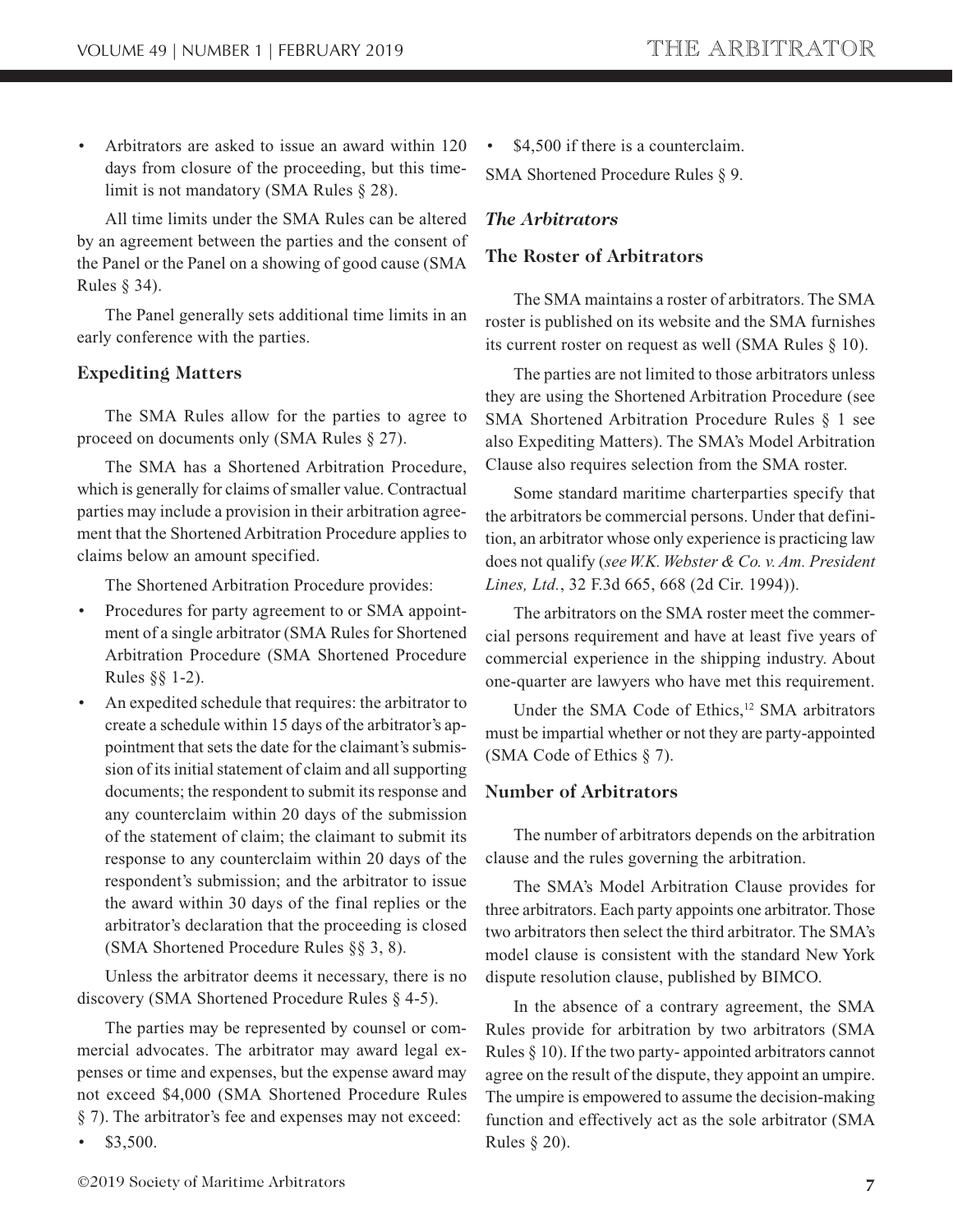- Arbitrators are asked to issue an award within 120 days from closure of the proceeding, but this time-limit is not mandatory (SMA Rules § 28).

All time limits under the SMA Rules can be altered by an agreement between the parties and the consent of the Panel or the Panel on a showing of good cause (SMA Rules § 34).

The Panel generally sets additional time limits in an early conference with the parties.

### Expediting Matters

The SMA Rules allow for the parties to agree to proceed on documents only (SMA Rules § 27).

The SMA has a Shortened Arbitration Procedure, which is generally for claims of smaller value. Contractual parties may include a provision in their arbitration agreement that the Shortened Arbitration Procedure applies to claims below an amount specified.

The Shortened Arbitration Procedure provides:

- Procedures for party agreement to or SMA appointment of a single arbitrator (SMA Rules for Shortened Arbitration Procedure (SMA Shortened Procedure Rules §§ 1-2).
- An expedited schedule that requires: the arbitrator to create a schedule within 15 days of the arbitrator's appointment that sets the date for the claimant's submission of its initial statement of claim and all supporting documents; the respondent to submit its response and any counterclaim within 20 days of the submission of the statement of claim; the claimant to submit its response to any counterclaim within 20 days of the respondent's submission; and the arbitrator to issue the award within 30 days of the final replies or the arbitrator's declaration that the proceeding is closed (SMA Shortened Procedure Rules §§ 3, 8).

Unless the arbitrator deems it necessary, there is no discovery (SMA Shortened Procedure Rules § 4-5).

The parties may be represented by counsel or commercial advocates. The arbitrator may award legal expenses or time and expenses, but the expense award may not exceed $4,000 (SMA Shortened Procedure Rules § 7). The arbitrator's fee and expenses may not exceed:

- $3,500.
- $4,500 if there is a counterclaim.

SMA Shortened Procedure Rules § 9.

## *The Arbitrators*

### The Roster of Arbitrators

The SMA maintains a roster of arbitrators. The SMA roster is published on its website and the SMA furnishes its current roster on request as well (SMA Rules § 10).

The parties are not limited to those arbitrators unless they are using the Shortened Arbitration Procedure (see SMA Shortened Arbitration Procedure Rules § 1 see also Expediting Matters). The SMA's Model Arbitration Clause also requires selection from the SMA roster.

Some standard maritime charterparties specify that the arbitrators be commercial persons. Under that definition, an arbitrator whose only experience is practicing law does not qualify (*see W.K. Webster & Co. v. Am. President Lines, Ltd.*, 32 F.3d 665, 668 (2d Cir. 1994)).

The arbitrators on the SMA roster meet the commercial persons requirement and have at least five years of commercial experience in the shipping industry. About one-quarter are lawyers who have met this requirement.

Under the SMA Code of Ethics,[12] SMA arbitrators must be impartial whether or not they are party-appointed (SMA Code of Ethics § 7).

### Number of Arbitrators

The number of arbitrators depends on the arbitration clause and the rules governing the arbitration.

The SMA's Model Arbitration Clause provides for three arbitrators. Each party appoints one arbitrator. Those two arbitrators then select the third arbitrator. The SMA's model clause is consistent with the standard New York dispute resolution clause, published by BIMCO.

In the absence of a contrary agreement, the SMA Rules provide for arbitration by two arbitrators (SMA Rules § 10). If the two party- appointed arbitrators cannot agree on the result of the dispute, they appoint an umpire. The umpire is empowered to assume the decision-making function and effectively act as the sole arbitrator (SMA Rules § 20).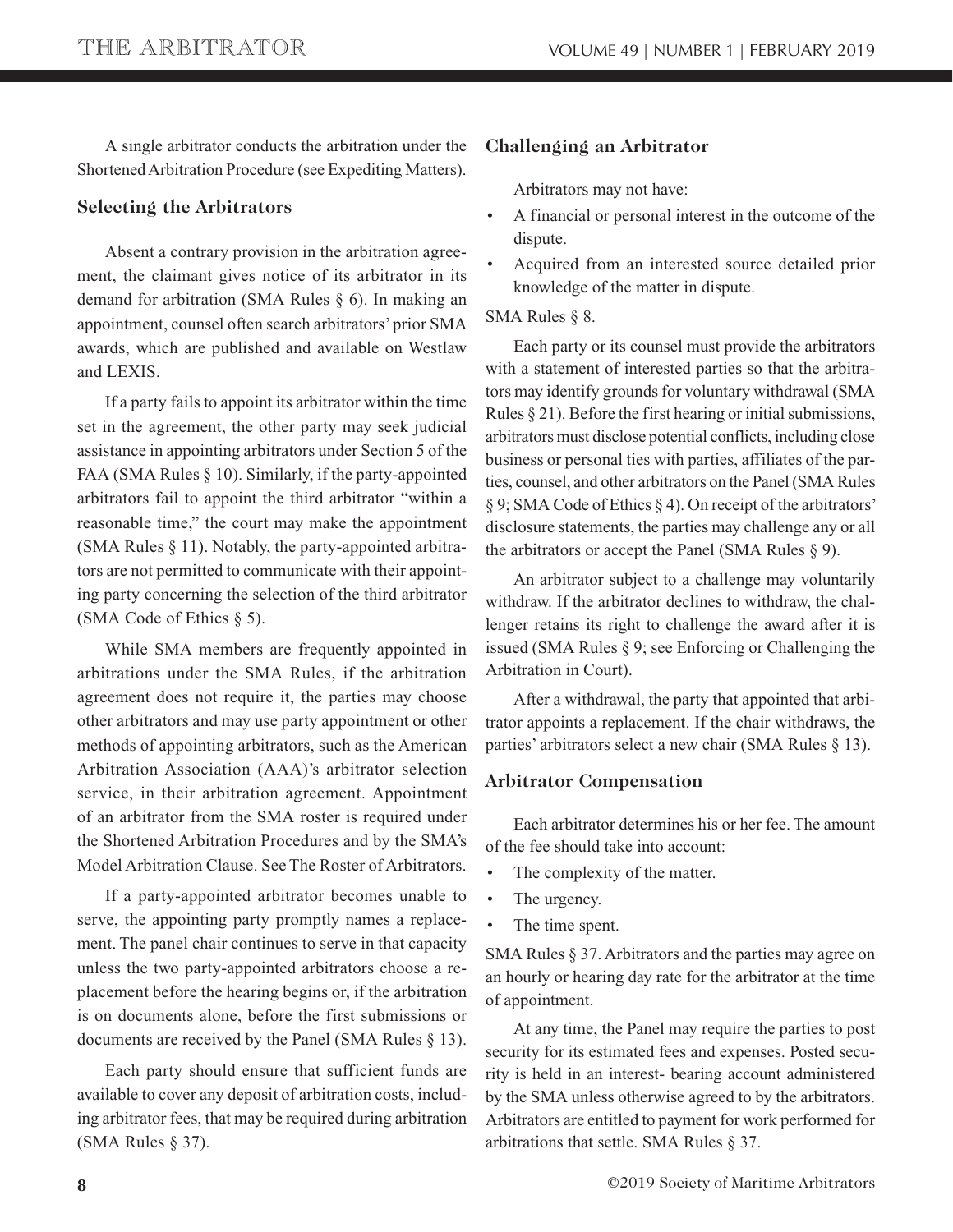A single arbitrator conducts the arbitration under the Shortened Arbitration Procedure (see Expediting Matters).

### Selecting the Arbitrators

Absent a contrary provision in the arbitration agreement, the claimant gives notice of its arbitrator in its demand for arbitration (SMA Rules § 6). In making an appointment, counsel often search arbitrators' prior SMA awards, which are published and available on Westlaw and LEXIS.

If a party fails to appoint its arbitrator within the time set in the agreement, the other party may seek judicial assistance in appointing arbitrators under Section 5 of the FAA (SMA Rules § 10). Similarly, if the party-appointed arbitrators fail to appoint the third arbitrator "within a reasonable time," the court may make the appointment (SMA Rules § 11). Notably, the party-appointed arbitrators are not permitted to communicate with their appointing party concerning the selection of the third arbitrator (SMA Code of Ethics § 5).

While SMA members are frequently appointed in arbitrations under the SMA Rules, if the arbitration agreement does not require it, the parties may choose other arbitrators and may use party appointment or other methods of appointing arbitrators, such as the American Arbitration Association (AAA)'s arbitrator selection service, in their arbitration agreement. Appointment of an arbitrator from the SMA roster is required under the Shortened Arbitration Procedures and by the SMA's Model Arbitration Clause. See The Roster of Arbitrators.

If a party-appointed arbitrator becomes unable to serve, the appointing party promptly names a replacement. The panel chair continues to serve in that capacity unless the two party-appointed arbitrators choose a replacement before the hearing begins or, if the arbitration is on documents alone, before the first submissions or documents are received by the Panel (SMA Rules § 13).

Each party should ensure that sufficient funds are available to cover any deposit of arbitration costs, including arbitrator fees, that may be required during arbitration (SMA Rules § 37).

### Challenging an Arbitrator

Arbitrators may not have:

- A financial or personal interest in the outcome of the dispute.
- Acquired from an interested source detailed prior knowledge of the matter in dispute.

SMA Rules § 8.

Each party or its counsel must provide the arbitrators with a statement of interested parties so that the arbitrators may identify grounds for voluntary withdrawal (SMA Rules § 21). Before the first hearing or initial submissions, arbitrators must disclose potential conflicts, including close business or personal ties with parties, affiliates of the parties, counsel, and other arbitrators on the Panel (SMA Rules § 9; SMA Code of Ethics § 4). On receipt of the arbitrators' disclosure statements, the parties may challenge any or all the arbitrators or accept the Panel (SMA Rules § 9).

An arbitrator subject to a challenge may voluntarily withdraw. If the arbitrator declines to withdraw, the challenger retains its right to challenge the award after it is issued (SMA Rules § 9; see Enforcing or Challenging the Arbitration in Court).

After a withdrawal, the party that appointed that arbitrator appoints a replacement. If the chair withdraws, the parties' arbitrators select a new chair (SMA Rules § 13).

### Arbitrator Compensation

Each arbitrator determines his or her fee. The amount of the fee should take into account:

- The complexity of the matter.
- The urgency.
- The time spent.

SMA Rules § 37. Arbitrators and the parties may agree on an hourly or hearing day rate for the arbitrator at the time of appointment.

At any time, the Panel may require the parties to post security for its estimated fees and expenses. Posted security is held in an interest- bearing account administered by the SMA unless otherwise agreed to by the arbitrators. Arbitrators are entitled to payment for work performed for arbitrations that settle. SMA Rules § 37.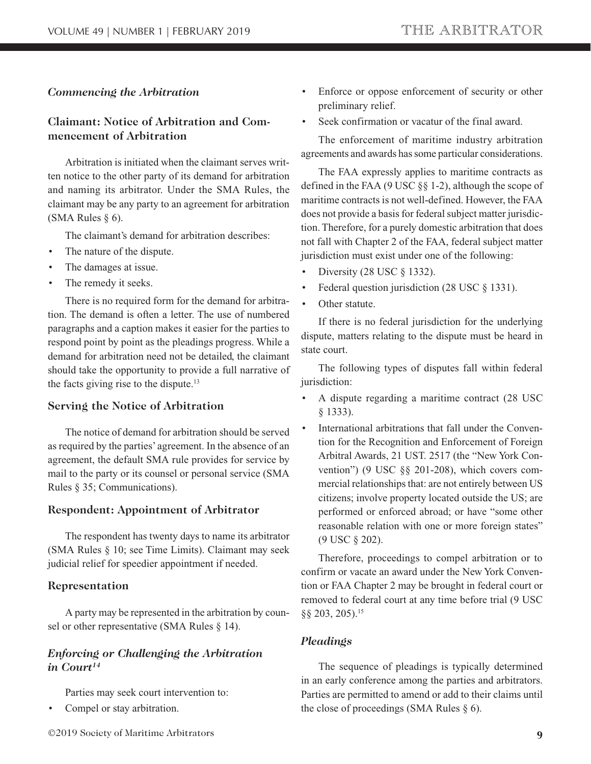### *Commencing the Arbitration*

#### Claimant: Notice of Arbitration and Commencement of Arbitration

Arbitration is initiated when the claimant serves written notice to the other party of its demand for arbitration and naming its arbitrator. Under the SMA Rules, the claimant may be any party to an agreement for arbitration (SMA Rules § 6).

The claimant's demand for arbitration describes:

- The nature of the dispute.
- The damages at issue.
- The remedy it seeks.

There is no required form for the demand for arbitration. The demand is often a letter. The use of numbered paragraphs and a caption makes it easier for the parties to respond point by point as the pleadings progress. While a demand for arbitration need not be detailed, the claimant should take the opportunity to provide a full narrative of the facts giving rise to the dispute.[13]

#### Serving the Notice of Arbitration

The notice of demand for arbitration should be served as required by the parties' agreement. In the absence of an agreement, the default SMA rule provides for service by mail to the party or its counsel or personal service (SMA Rules § 35; Communications).

#### Respondent: Appointment of Arbitrator

The respondent has twenty days to name its arbitrator (SMA Rules § 10; see Time Limits). Claimant may seek judicial relief for speedier appointment if needed.

#### Representation

A party may be represented in the arbitration by counsel or other representative (SMA Rules § 14).

### *Enforcing or Challenging the Arbitration in Court*[14]

Parties may seek court intervention to:

- Compel or stay arbitration.
- Enforce or oppose enforcement of security or other preliminary relief.
- Seek confirmation or vacatur of the final award.

The enforcement of maritime industry arbitration agreements and awards has some particular considerations.

The FAA expressly applies to maritime contracts as defined in the FAA (9 USC §§ 1-2), although the scope of maritime contracts is not well-defined. However, the FAA does not provide a basis for federal subject matter jurisdiction. Therefore, for a purely domestic arbitration that does not fall with Chapter 2 of the FAA, federal subject matter jurisdiction must exist under one of the following:

- Diversity (28 USC § 1332).
- Federal question jurisdiction (28 USC § 1331).
- Other statute.

If there is no federal jurisdiction for the underlying dispute, matters relating to the dispute must be heard in state court.

The following types of disputes fall within federal jurisdiction:

- A dispute regarding a maritime contract (28 USC § 1333).
- International arbitrations that fall under the Convention for the Recognition and Enforcement of Foreign Arbitral Awards, 21 UST. 2517 (the "New York Convention") (9 USC §§ 201-208), which covers commercial relationships that: are not entirely between US citizens; involve property located outside the US; are performed or enforced abroad; or have "some other reasonable relation with one or more foreign states" (9 USC § 202).

Therefore, proceedings to compel arbitration or to confirm or vacate an award under the New York Convention or FAA Chapter 2 may be brought in federal court or removed to federal court at any time before trial (9 USC §§ 203, 205).[15]

### *Pleadings*

The sequence of pleadings is typically determined in an early conference among the parties and arbitrators. Parties are permitted to amend or add to their claims until the close of proceedings (SMA Rules § 6).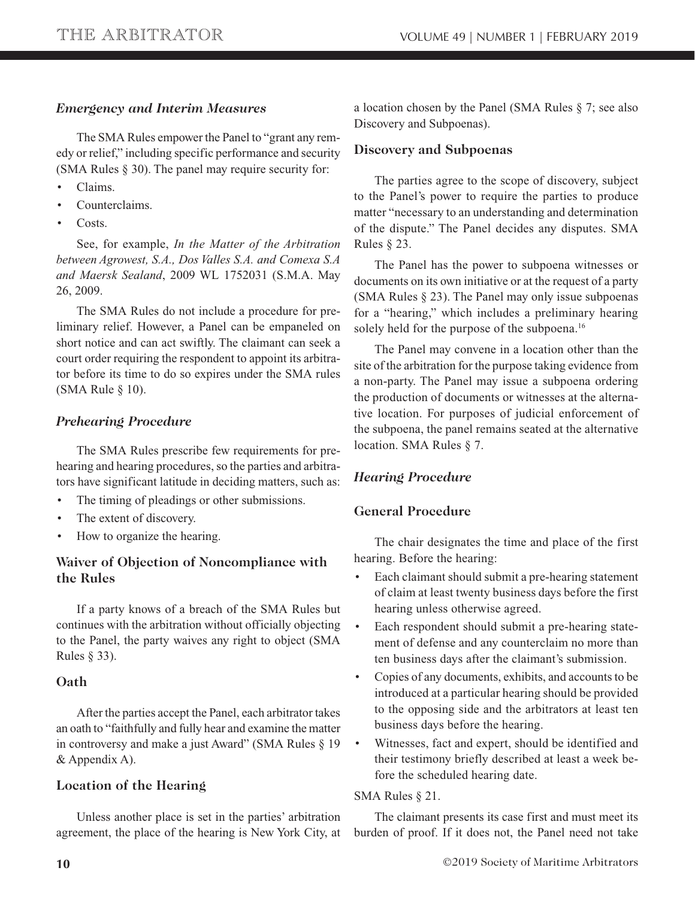### *Emergency and Interim Measures*

The SMA Rules empower the Panel to "grant any remedy or relief," including specific performance and security (SMA Rules § 30). The panel may require security for:

- Claims.
- Counterclaims.
- Costs.

See, for example, *In the Matter of the Arbitration between Agrowest, S.A., Dos Valles S.A. and Comexa S.A and Maersk Sealand*, 2009 WL 1752031 (S.M.A. May 26, 2009.

The SMA Rules do not include a procedure for preliminary relief. However, a Panel can be empaneled on short notice and can act swiftly. The claimant can seek a court order requiring the respondent to appoint its arbitrator before its time to do so expires under the SMA rules (SMA Rule § 10).

### *Prehearing Procedure*

The SMA Rules prescribe few requirements for prehearing and hearing procedures, so the parties and arbitrators have significant latitude in deciding matters, such as:

- The timing of pleadings or other submissions.
- The extent of discovery.
- How to organize the hearing.

#### Waiver of Objection of Noncompliance with the Rules

If a party knows of a breach of the SMA Rules but continues with the arbitration without officially objecting to the Panel, the party waives any right to object (SMA Rules § 33).

#### Oath

After the parties accept the Panel, each arbitrator takes an oath to "faithfully and fully hear and examine the matter in controversy and make a just Award" (SMA Rules § 19 & Appendix A).

#### Location of the Hearing

Unless another place is set in the parties' arbitration agreement, the place of the hearing is New York City, at a location chosen by the Panel (SMA Rules § 7; see also Discovery and Subpoenas).

#### Discovery and Subpoenas

The parties agree to the scope of discovery, subject to the Panel's power to require the parties to produce matter "necessary to an understanding and determination of the dispute." The Panel decides any disputes. SMA Rules § 23.

The Panel has the power to subpoena witnesses or documents on its own initiative or at the request of a party (SMA Rules § 23). The Panel may only issue subpoenas for a "hearing," which includes a preliminary hearing solely held for the purpose of the subpoena.[16]

The Panel may convene in a location other than the site of the arbitration for the purpose taking evidence from a non-party. The Panel may issue a subpoena ordering the production of documents or witnesses at the alternative location. For purposes of judicial enforcement of the subpoena, the panel remains seated at the alternative location. SMA Rules § 7.

### *Hearing Procedure*

#### General Procedure

The chair designates the time and place of the first hearing. Before the hearing:

- Each claimant should submit a pre-hearing statement of claim at least twenty business days before the first hearing unless otherwise agreed.
- Each respondent should submit a pre-hearing statement of defense and any counterclaim no more than ten business days after the claimant's submission.
- Copies of any documents, exhibits, and accounts to be introduced at a particular hearing should be provided to the opposing side and the arbitrators at least ten business days before the hearing.
- Witnesses, fact and expert, should be identified and their testimony briefly described at least a week before the scheduled hearing date.

SMA Rules § 21.

The claimant presents its case first and must meet its burden of proof. If it does not, the Panel need not take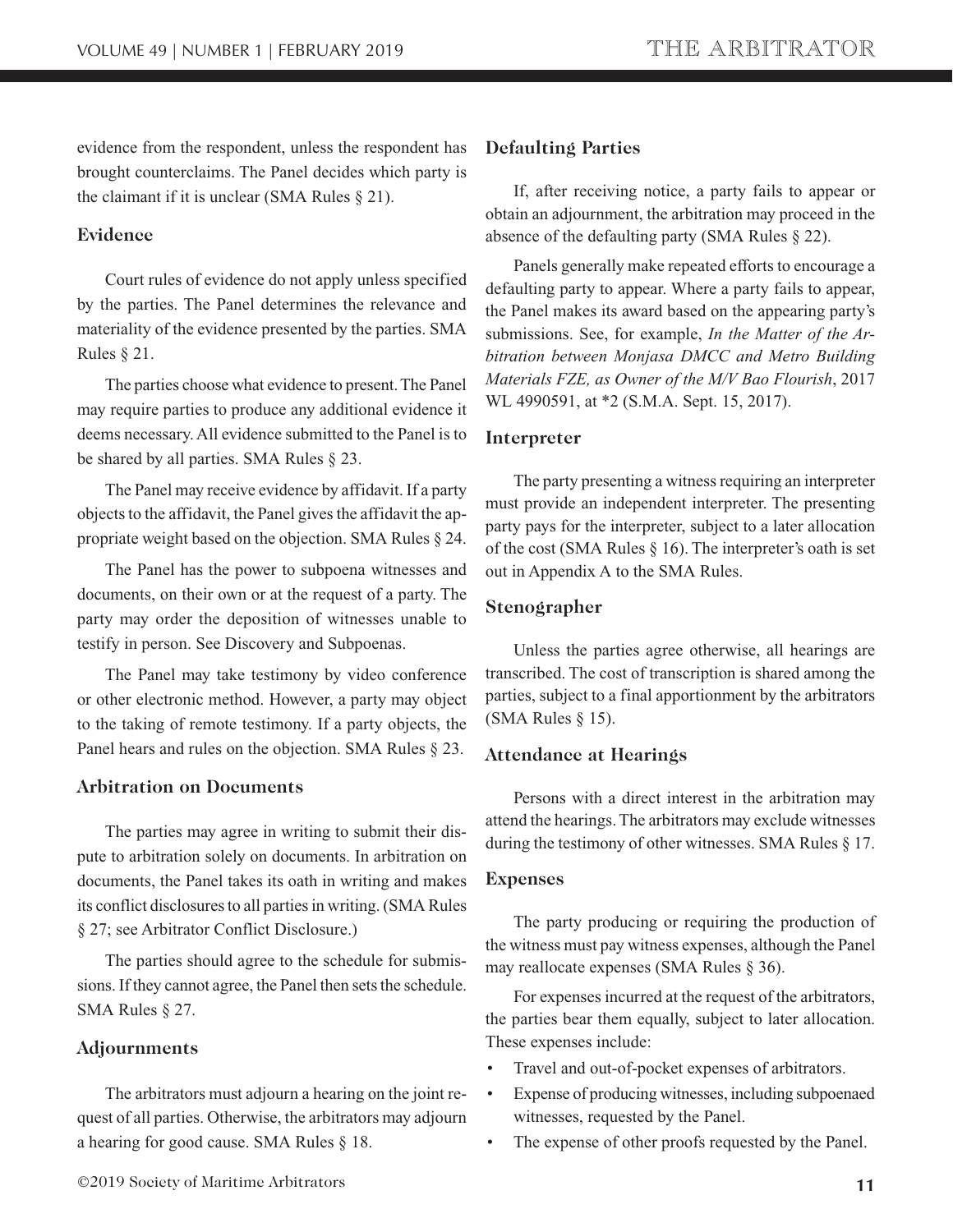evidence from the respondent, unless the respondent has brought counterclaims. The Panel decides which party is the claimant if it is unclear (SMA Rules § 21).

### Evidence

Court rules of evidence do not apply unless specified by the parties. The Panel determines the relevance and materiality of the evidence presented by the parties. SMA Rules § 21.

The parties choose what evidence to present. The Panel may require parties to produce any additional evidence it deems necessary. All evidence submitted to the Panel is to be shared by all parties. SMA Rules § 23.

The Panel may receive evidence by affidavit. If a party objects to the affidavit, the Panel gives the affidavit the appropriate weight based on the objection. SMA Rules § 24.

The Panel has the power to subpoena witnesses and documents, on their own or at the request of a party. The party may order the deposition of witnesses unable to testify in person. See Discovery and Subpoenas.

The Panel may take testimony by video conference or other electronic method. However, a party may object to the taking of remote testimony. If a party objects, the Panel hears and rules on the objection. SMA Rules § 23.

### Arbitration on Documents

The parties may agree in writing to submit their dispute to arbitration solely on documents. In arbitration on documents, the Panel takes its oath in writing and makes its conflict disclosures to all parties in writing. (SMA Rules § 27; see Arbitrator Conflict Disclosure.)

The parties should agree to the schedule for submissions. If they cannot agree, the Panel then sets the schedule. SMA Rules § 27.

### Adjournments

The arbitrators must adjourn a hearing on the joint request of all parties. Otherwise, the arbitrators may adjourn a hearing for good cause. SMA Rules § 18.

### Defaulting Parties

If, after receiving notice, a party fails to appear or obtain an adjournment, the arbitration may proceed in the absence of the defaulting party (SMA Rules § 22).

Panels generally make repeated efforts to encourage a defaulting party to appear. Where a party fails to appear, the Panel makes its award based on the appearing party's submissions. See, for example, *In the Matter of the Arbitration between Monjasa DMCC and Metro Building Materials FZE, as Owner of the M/V Bao Flourish*, 2017 WL 4990591, at *2 (S.M.A. Sept. 15, 2017).

### Interpreter

The party presenting a witness requiring an interpreter must provide an independent interpreter. The presenting party pays for the interpreter, subject to a later allocation of the cost (SMA Rules § 16). The interpreter's oath is set out in Appendix A to the SMA Rules.

### Stenographer

Unless the parties agree otherwise, all hearings are transcribed. The cost of transcription is shared among the parties, subject to a final apportionment by the arbitrators (SMA Rules § 15).

### Attendance at Hearings

Persons with a direct interest in the arbitration may attend the hearings. The arbitrators may exclude witnesses during the testimony of other witnesses. SMA Rules § 17.

### Expenses

The party producing or requiring the production of the witness must pay witness expenses, although the Panel may reallocate expenses (SMA Rules § 36).

For expenses incurred at the request of the arbitrators, the parties bear them equally, subject to later allocation. These expenses include:

- Travel and out-of-pocket expenses of arbitrators.
- Expense of producing witnesses, including subpoenaed witnesses, requested by the Panel.
- The expense of other proofs requested by the Panel.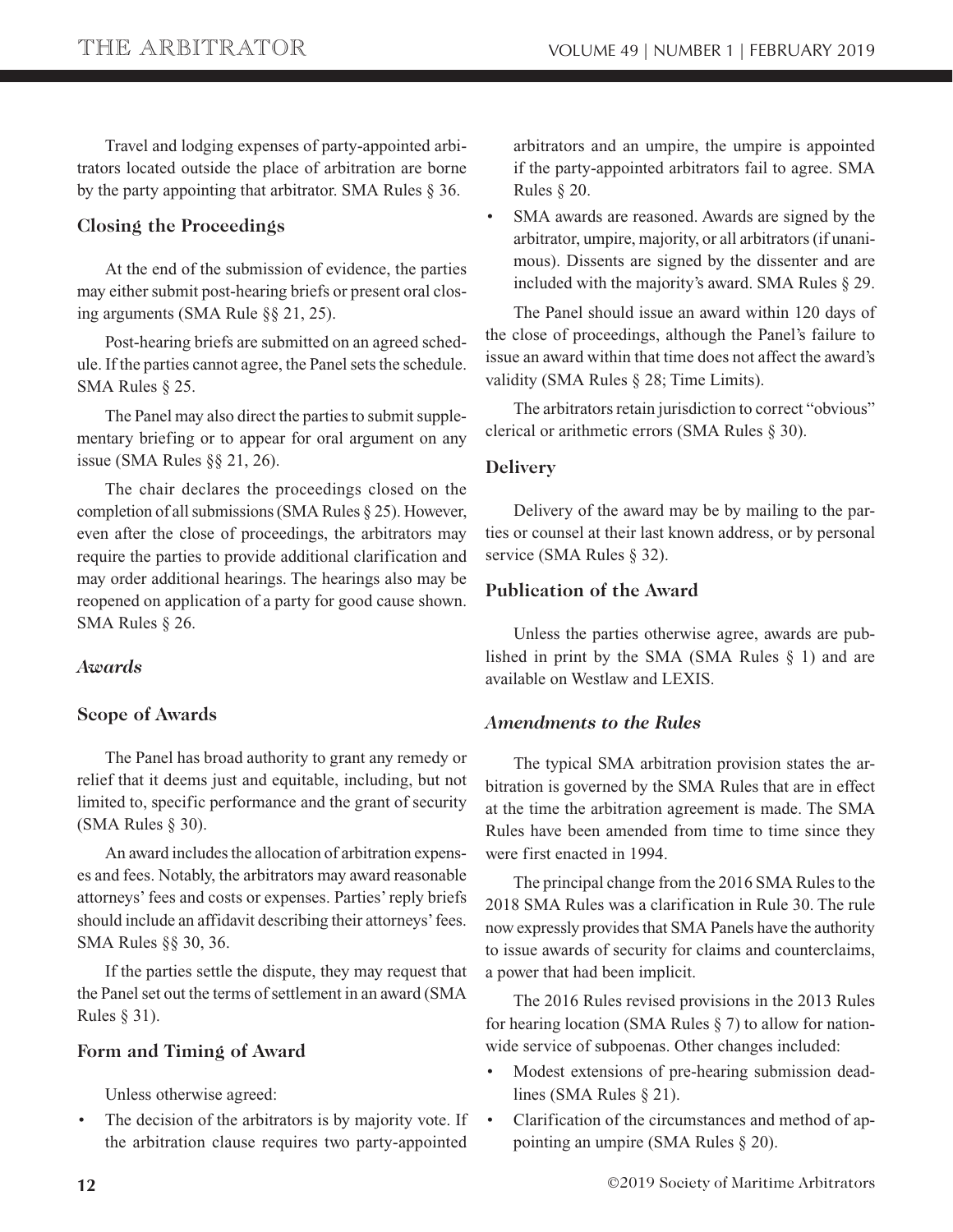Travel and lodging expenses of party-appointed arbitrators located outside the place of arbitration are borne by the party appointing that arbitrator. SMA Rules § 36.

### Closing the Proceedings

At the end of the submission of evidence, the parties may either submit post-hearing briefs or present oral closing arguments (SMA Rule §§ 21, 25).

Post-hearing briefs are submitted on an agreed schedule. If the parties cannot agree, the Panel sets the schedule. SMA Rules § 25.

The Panel may also direct the parties to submit supplementary briefing or to appear for oral argument on any issue (SMA Rules §§ 21, 26).

The chair declares the proceedings closed on the completion of all submissions (SMA Rules § 25). However, even after the close of proceedings, the arbitrators may require the parties to provide additional clarification and may order additional hearings. The hearings also may be reopened on application of a party for good cause shown. SMA Rules § 26.

## *Awards*

### Scope of Awards

The Panel has broad authority to grant any remedy or relief that it deems just and equitable, including, but not limited to, specific performance and the grant of security (SMA Rules § 30).

An award includes the allocation of arbitration expenses and fees. Notably, the arbitrators may award reasonable attorneys' fees and costs or expenses. Parties' reply briefs should include an affidavit describing their attorneys' fees. SMA Rules §§ 30, 36.

If the parties settle the dispute, they may request that the Panel set out the terms of settlement in an award (SMA Rules § 31).

### Form and Timing of Award

Unless otherwise agreed:

- The decision of the arbitrators is by majority vote. If the arbitration clause requires two party-appointed arbitrators and an umpire, the umpire is appointed if the party-appointed arbitrators fail to agree. SMA Rules § 20.
- SMA awards are reasoned. Awards are signed by the arbitrator, umpire, majority, or all arbitrators (if unanimous). Dissents are signed by the dissenter and are included with the majority's award. SMA Rules § 29.

The Panel should issue an award within 120 days of the close of proceedings, although the Panel's failure to issue an award within that time does not affect the award's validity (SMA Rules § 28; Time Limits).

The arbitrators retain jurisdiction to correct "obvious" clerical or arithmetic errors (SMA Rules § 30).

### Delivery

Delivery of the award may be by mailing to the parties or counsel at their last known address, or by personal service (SMA Rules § 32).

### Publication of the Award

Unless the parties otherwise agree, awards are published in print by the SMA (SMA Rules § 1) and are available on Westlaw and LEXIS.

## *Amendments to the Rules*

The typical SMA arbitration provision states the arbitration is governed by the SMA Rules that are in effect at the time the arbitration agreement is made. The SMA Rules have been amended from time to time since they were first enacted in 1994.

The principal change from the 2016 SMA Rules to the 2018 SMA Rules was a clarification in Rule 30. The rule now expressly provides that SMA Panels have the authority to issue awards of security for claims and counterclaims, a power that had been implicit.

The 2016 Rules revised provisions in the 2013 Rules for hearing location (SMA Rules § 7) to allow for nationwide service of subpoenas. Other changes included:

- Modest extensions of pre-hearing submission deadlines (SMA Rules § 21).
- Clarification of the circumstances and method of appointing an umpire (SMA Rules § 20).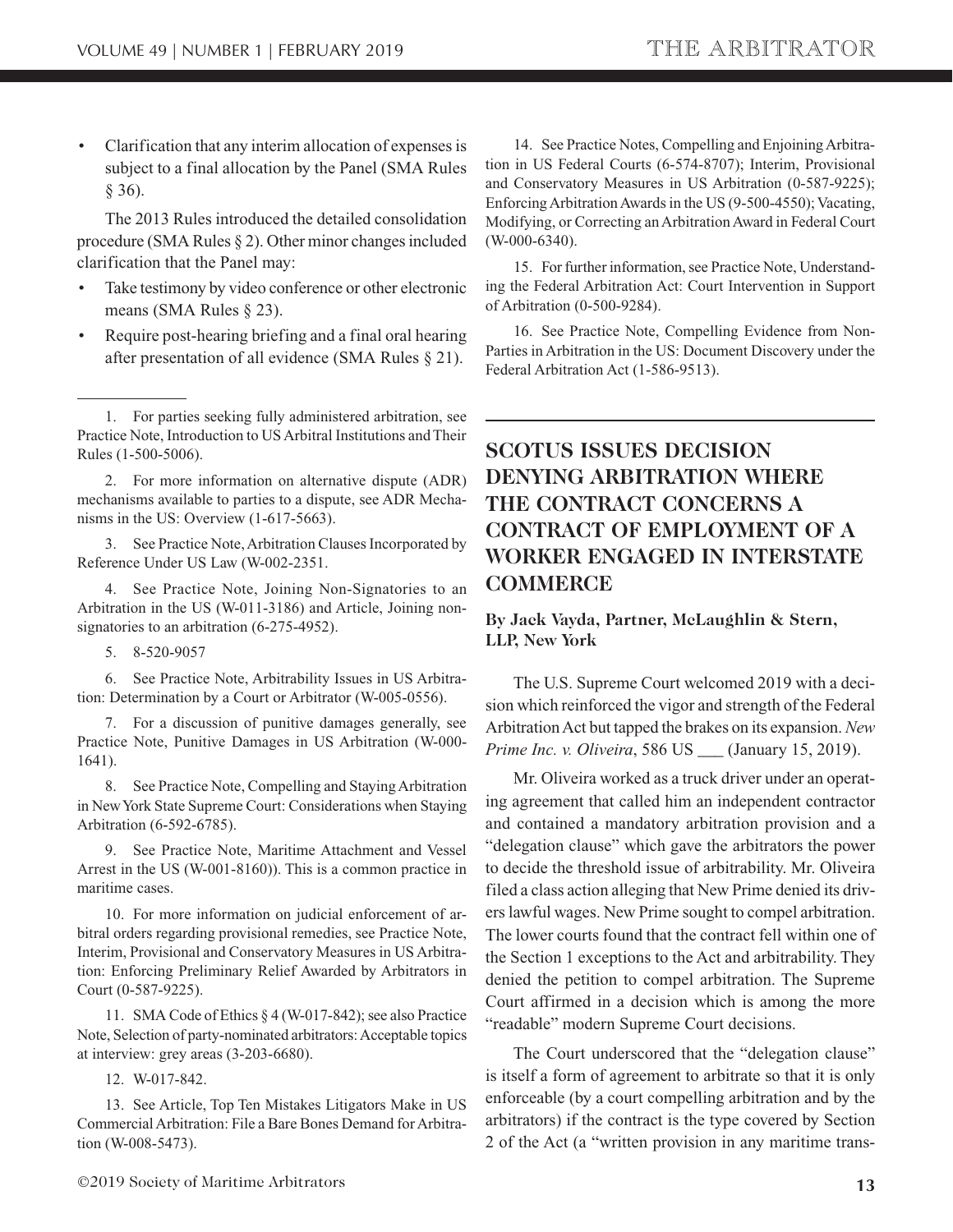- Clarification that any interim allocation of expenses is subject to a final allocation by the Panel (SMA Rules § 36).

The 2013 Rules introduced the detailed consolidation procedure (SMA Rules § 2). Other minor changes included clarification that the Panel may:

- Take testimony by video conference or other electronic means (SMA Rules § 23).
- Require post-hearing briefing and a final oral hearing after presentation of all evidence (SMA Rules § 21).

---

1. For parties seeking fully administered arbitration, see Practice Note, Introduction to US Arbitral Institutions and Their Rules (1-500-5006).

2. For more information on alternative dispute (ADR) mechanisms available to parties to a dispute, see ADR Mechanisms in the US: Overview (1-617-5663).

3. See Practice Note, Arbitration Clauses Incorporated by Reference Under US Law (W-002-2351.

4. See Practice Note, Joining Non-Signatories to an Arbitration in the US (W-011-3186) and Article, Joining non-signatories to an arbitration (6-275-4952).

5. 8-520-9057

6. See Practice Note, Arbitrability Issues in US Arbitration: Determination by a Court or Arbitrator (W-005-0556).

7. For a discussion of punitive damages generally, see Practice Note, Punitive Damages in US Arbitration (W-000-1641).

8. See Practice Note, Compelling and Staying Arbitration in New York State Supreme Court: Considerations when Staying Arbitration (6-592-6785).

9. See Practice Note, Maritime Attachment and Vessel Arrest in the US (W-001-8160)). This is a common practice in maritime cases.

10. For more information on judicial enforcement of arbitral orders regarding provisional remedies, see Practice Note, Interim, Provisional and Conservatory Measures in US Arbitration: Enforcing Preliminary Relief Awarded by Arbitrators in Court (0-587-9225).

11. SMA Code of Ethics § 4 (W-017-842); see also Practice Note, Selection of party-nominated arbitrators: Acceptable topics at interview: grey areas (3-203-6680).

12. W-017-842.

13. See Article, Top Ten Mistakes Litigators Make in US Commercial Arbitration: File a Bare Bones Demand for Arbitration (W-008-5473).

14. See Practice Notes, Compelling and Enjoining Arbitration in US Federal Courts (6-574-8707); Interim, Provisional and Conservatory Measures in US Arbitration (0-587-9225); Enforcing Arbitration Awards in the US (9-500-4550); Vacating, Modifying, or Correcting an Arbitration Award in Federal Court (W-000-6340).

15. For further information, see Practice Note, Understanding the Federal Arbitration Act: Court Intervention in Support of Arbitration (0-500-9284).

16. See Practice Note, Compelling Evidence from Non-Parties in Arbitration in the US: Document Discovery under the Federal Arbitration Act (1-586-9513).

---

## SCOTUS ISSUES DECISION DENYING ARBITRATION WHERE THE CONTRACT CONCERNS A CONTRACT OF EMPLOYMENT OF A WORKER ENGAGED IN INTERSTATE COMMERCE

**By Jack Vayda, Partner, McLaughlin & Stern, LLP, New York**

The U.S. Supreme Court welcomed 2019 with a decision which reinforced the vigor and strength of the Federal Arbitration Act but tapped the brakes on its expansion. *New Prime Inc. v. Oliveira*, 586 US ___ (January 15, 2019).

Mr. Oliveira worked as a truck driver under an operating agreement that called him an independent contractor and contained a mandatory arbitration provision and a "delegation clause" which gave the arbitrators the power to decide the threshold issue of arbitrability. Mr. Oliveira filed a class action alleging that New Prime denied its drivers lawful wages. New Prime sought to compel arbitration. The lower courts found that the contract fell within one of the Section 1 exceptions to the Act and arbitrability. They denied the petition to compel arbitration. The Supreme Court affirmed in a decision which is among the more "readable" modern Supreme Court decisions.

The Court underscored that the "delegation clause" is itself a form of agreement to arbitrate so that it is only enforceable (by a court compelling arbitration and by the arbitrators) if the contract is the type covered by Section 2 of the Act (a "written provision in any maritime trans-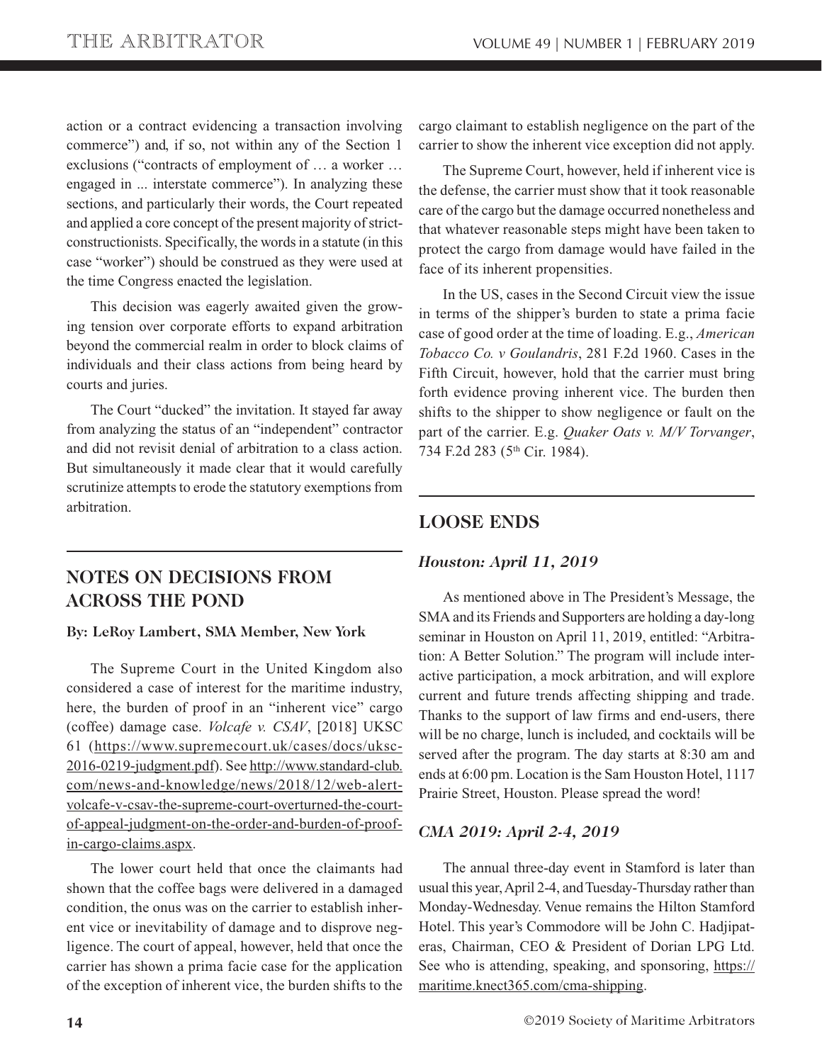action or a contract evidencing a transaction involving commerce") and, if so, not within any of the Section 1 exclusions ("contracts of employment of … a worker … engaged in ... interstate commerce"). In analyzing these sections, and particularly their words, the Court repeated and applied a core concept of the present majority of strict-constructionists. Specifically, the words in a statute (in this case "worker") should be construed as they were used at the time Congress enacted the legislation.

This decision was eagerly awaited given the growing tension over corporate efforts to expand arbitration beyond the commercial realm in order to block claims of individuals and their class actions from being heard by courts and juries.

The Court "ducked" the invitation. It stayed far away from analyzing the status of an "independent" contractor and did not revisit denial of arbitration to a class action. But simultaneously it made clear that it would carefully scrutinize attempts to erode the statutory exemptions from arbitration.

## NOTES ON DECISIONS FROM ACROSS THE POND

**By: LeRoy Lambert, SMA Member, New York**

The Supreme Court in the United Kingdom also considered a case of interest for the maritime industry, here, the burden of proof in an "inherent vice" cargo (coffee) damage case. *Volcafe v. CSAV*, [2018] UKSC 61 (https://www.supremecourt.uk/cases/docs/uksc-2016-0219-judgment.pdf). See http://www.standard-club.com/news-and-knowledge/news/2018/12/web-alert-volcafe-v-csav-the-supreme-court-overturned-the-court-of-appeal-judgment-on-the-order-and-burden-of-proof-in-cargo-claims.aspx.

The lower court held that once the claimants had shown that the coffee bags were delivered in a damaged condition, the onus was on the carrier to establish inherent vice or inevitability of damage and to disprove negligence. The court of appeal, however, held that once the carrier has shown a prima facie case for the application of the exception of inherent vice, the burden shifts to the cargo claimant to establish negligence on the part of the carrier to show the inherent vice exception did not apply.

The Supreme Court, however, held if inherent vice is the defense, the carrier must show that it took reasonable care of the cargo but the damage occurred nonetheless and that whatever reasonable steps might have been taken to protect the cargo from damage would have failed in the face of its inherent propensities.

In the US, cases in the Second Circuit view the issue in terms of the shipper's burden to state a prima facie case of good order at the time of loading. E.g., *American Tobacco Co. v Goulandris*, 281 F.2d 1960. Cases in the Fifth Circuit, however, hold that the carrier must bring forth evidence proving inherent vice. The burden then shifts to the shipper to show negligence or fault on the part of the carrier. E.g. *Quaker Oats v. M/V Torvanger*, 734 F.2d 283 (5th Cir. 1984).

## LOOSE ENDS

### *Houston: April 11, 2019*

As mentioned above in The President's Message, the SMA and its Friends and Supporters are holding a day-long seminar in Houston on April 11, 2019, entitled: "Arbitration: A Better Solution." The program will include interactive participation, a mock arbitration, and will explore current and future trends affecting shipping and trade. Thanks to the support of law firms and end-users, there will be no charge, lunch is included, and cocktails will be served after the program. The day starts at 8:30 am and ends at 6:00 pm. Location is the Sam Houston Hotel, 1117 Prairie Street, Houston. Please spread the word!

### *CMA 2019: April 2-4, 2019*

The annual three-day event in Stamford is later than usual this year, April 2-4, and Tuesday-Thursday rather than Monday-Wednesday. Venue remains the Hilton Stamford Hotel. This year's Commodore will be John C. Hadjipateras, Chairman, CEO & President of Dorian LPG Ltd. See who is attending, speaking, and sponsoring, https://maritime.knect365.com/cma-shipping.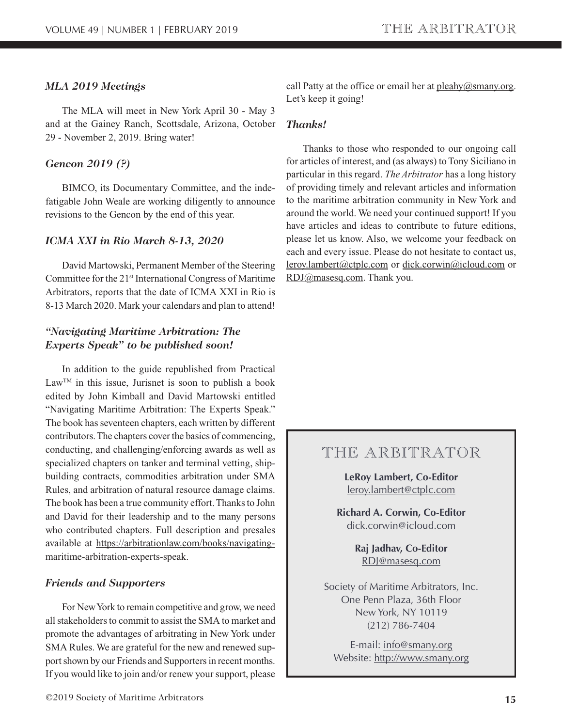### *MLA 2019 Meetings*

The MLA will meet in New York April 30 - May 3 and at the Gainey Ranch, Scottsdale, Arizona, October 29 - November 2, 2019. Bring water!

### *Gencon 2019 (?)*

BIMCO, its Documentary Committee, and the indefatigable John Weale are working diligently to announce revisions to the Gencon by the end of this year.

### *ICMA XXI in Rio March 8-13, 2020*

David Martowski, Permanent Member of the Steering Committee for the 21st International Congress of Maritime Arbitrators, reports that the date of ICMA XXI in Rio is 8-13 March 2020. Mark your calendars and plan to attend!

### *"Navigating Maritime Arbitration: The Experts Speak" to be published soon!*

In addition to the guide republished from Practical Law™ in this issue, Jurisnet is soon to publish a book edited by John Kimball and David Martowski entitled "Navigating Maritime Arbitration: The Experts Speak." The book has seventeen chapters, each written by different contributors. The chapters cover the basics of commencing, conducting, and challenging/enforcing awards as well as specialized chapters on tanker and terminal vetting, shipbuilding contracts, commodities arbitration under SMA Rules, and arbitration of natural resource damage claims. The book has been a true community effort. Thanks to John and David for their leadership and to the many persons who contributed chapters. Full description and presales available at https://arbitrationlaw.com/books/navigating-maritime-arbitration-experts-speak.

### *Friends and Supporters*

For New York to remain competitive and grow, we need all stakeholders to commit to assist the SMA to market and promote the advantages of arbitrating in New York under SMA Rules. We are grateful for the new and renewed support shown by our Friends and Supporters in recent months. If you would like to join and/or renew your support, please call Patty at the office or email her at pleahy@smany.org. Let's keep it going!

### *Thanks!*

Thanks to those who responded to our ongoing call for articles of interest, and (as always) to Tony Siciliano in particular in this regard. *The Arbitrator* has a long history of providing timely and relevant articles and information to the maritime arbitration community in New York and around the world. We need your continued support! If you have articles and ideas to contribute to future editions, please let us know. Also, we welcome your feedback on each and every issue. Please do not hesitate to contact us, leroy.lambert@ctplc.com or dick.corwin@icloud.com or RDJ@masesq.com. Thank you.

## THE ARBITRATOR

**LeRoy Lambert, Co-Editor**
leroy.lambert@ctplc.com

**Richard A. Corwin, Co-Editor**
dick.corwin@icloud.com

**Raj Jadhav, Co-Editor**
RDJ@masesq.com

Society of Maritime Arbitrators, Inc.
One Penn Plaza, 36th Floor
New York, NY 10119
(212) 786-7404

E-mail: info@smany.org
Website: http://www.smany.org